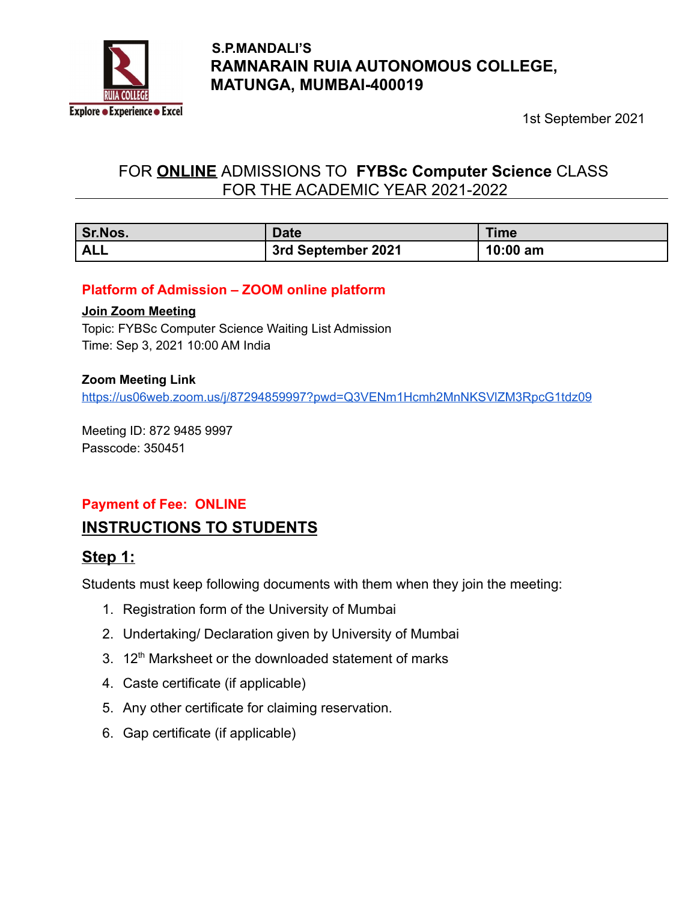**S.P.MANDALI'S**
# RAMNARAIN RUIA AUTONOMOUS COLLEGE, MATUNGA, MUMBAI-400019

1st September 2021

## FOR **ONLINE** ADMISSIONS TO **FYBSc Computer Science** CLASS FOR THE ACADEMIC YEAR 2021-2022

| Sr.Nos. | Date | Time |
|---|---|---|
| **ALL** | **3rd September 2021** | **10:00 am** |

**Platform of Admission – ZOOM online platform**

**Join Zoom Meeting**
Topic: FYBSc Computer Science Waiting List Admission
Time: Sep 3, 2021 10:00 AM India

**Zoom Meeting Link**
https://us06web.zoom.us/j/87294859997?pwd=Q3VENm1Hcmh2MnNKSVlZM3RpcG1tdz09

Meeting ID: 872 9485 9997
Passcode: 350451

**Payment of Fee: ONLINE**

## INSTRUCTIONS TO STUDENTS

### Step 1:

Students must keep following documents with them when they join the meeting:

1. Registration form of the University of Mumbai
2. Undertaking/ Declaration given by University of Mumbai
3. 12th Marksheet or the downloaded statement of marks
4. Caste certificate (if applicable)
5. Any other certificate for claiming reservation.
6. Gap certificate (if applicable)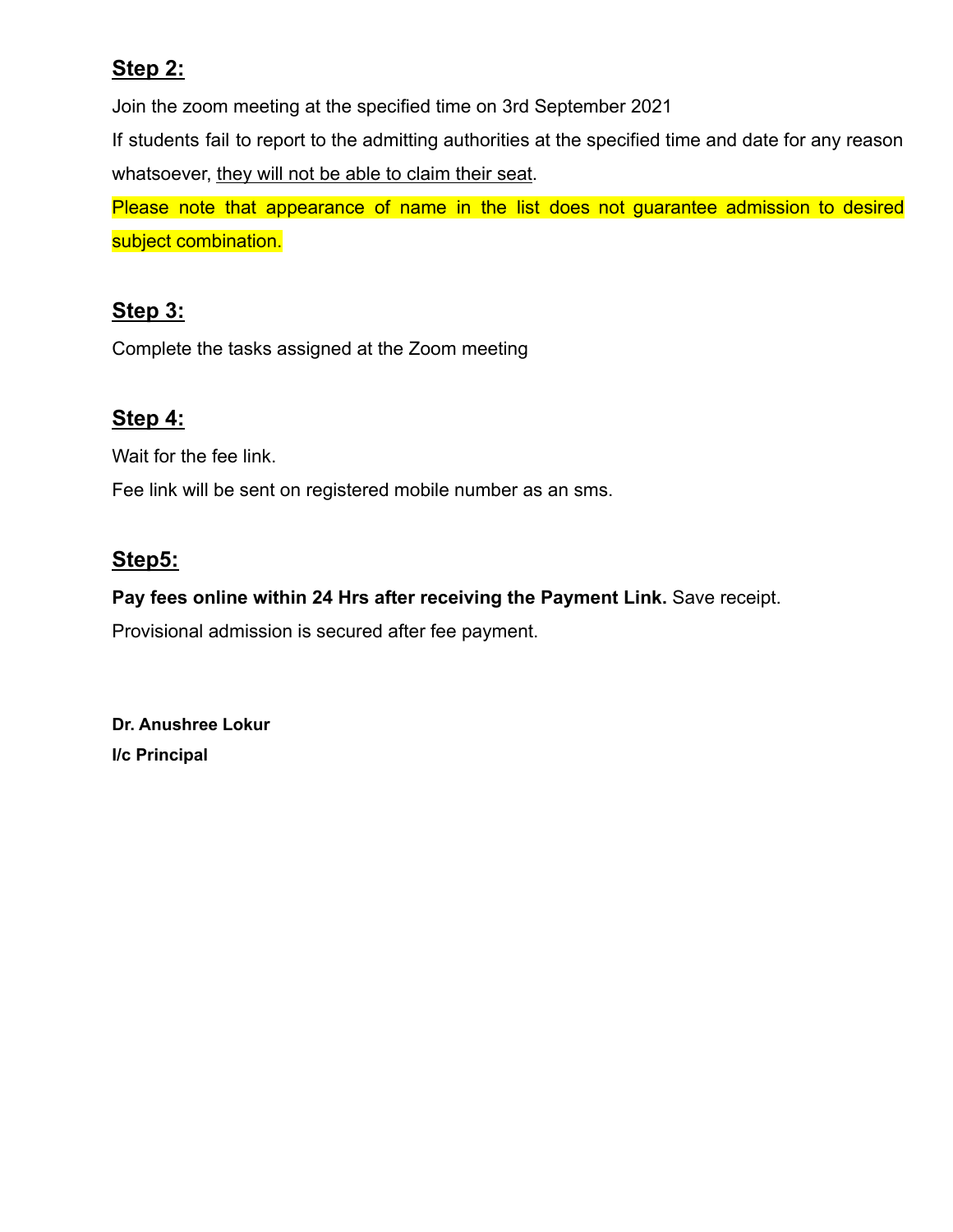## Step 2:

Join the zoom meeting at the specified time on 3rd September 2021

If students fail to report to the admitting authorities at the specified time and date for any reason whatsoever, they will not be able to claim their seat.

Please note that appearance of name in the list does not guarantee admission to desired subject combination.

## Step 3:

Complete the tasks assigned at the Zoom meeting

## Step 4:

Wait for the fee link.

Fee link will be sent on registered mobile number as an sms.

## Step5:

**Pay fees online within 24 Hrs after receiving the Payment Link.** Save receipt.

Provisional admission is secured after fee payment.

**Dr. Anushree Lokur**

**I/c Principal**